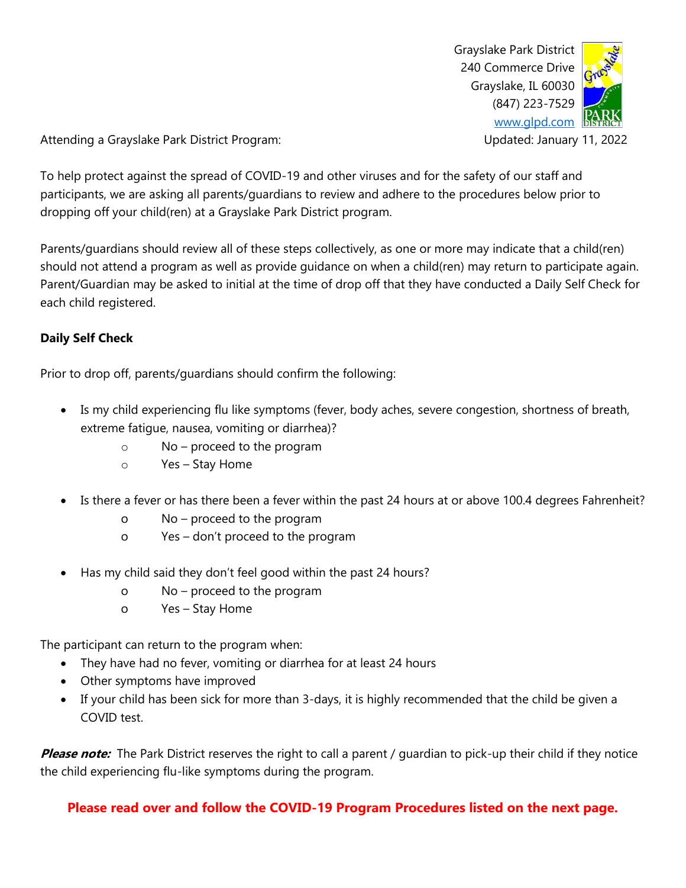Grayslake Park District
240 Commerce Drive
Grayslake, IL 60030
(847) 223-7529
www.glpd.com

Attending a Grayslake Park District Program: Updated: January 11, 2022

To help protect against the spread of COVID-19 and other viruses and for the safety of our staff and participants, we are asking all parents/guardians to review and adhere to the procedures below prior to dropping off your child(ren) at a Grayslake Park District program.

Parents/guardians should review all of these steps collectively, as one or more may indicate that a child(ren) should not attend a program as well as provide guidance on when a child(ren) may return to participate again. Parent/Guardian may be asked to initial at the time of drop off that they have conducted a Daily Self Check for each child registered.

**Daily Self Check**

Prior to drop off, parents/guardians should confirm the following:

- Is my child experiencing flu like symptoms (fever, body aches, severe congestion, shortness of breath, extreme fatigue, nausea, vomiting or diarrhea)?
  - No – proceed to the program
  - Yes – Stay Home

- Is there a fever or has there been a fever within the past 24 hours at or above 100.4 degrees Fahrenheit?
  - No – proceed to the program
  - Yes – don't proceed to the program

- Has my child said they don't feel good within the past 24 hours?
  - No – proceed to the program
  - Yes – Stay Home

The participant can return to the program when:

- They have had no fever, vomiting or diarrhea for at least 24 hours
- Other symptoms have improved
- If your child has been sick for more than 3-days, it is highly recommended that the child be given a COVID test.

***Please note:*** The Park District reserves the right to call a parent / guardian to pick-up their child if they notice the child experiencing flu-like symptoms during the program.

**Please read over and follow the COVID-19 Program Procedures listed on the next page.**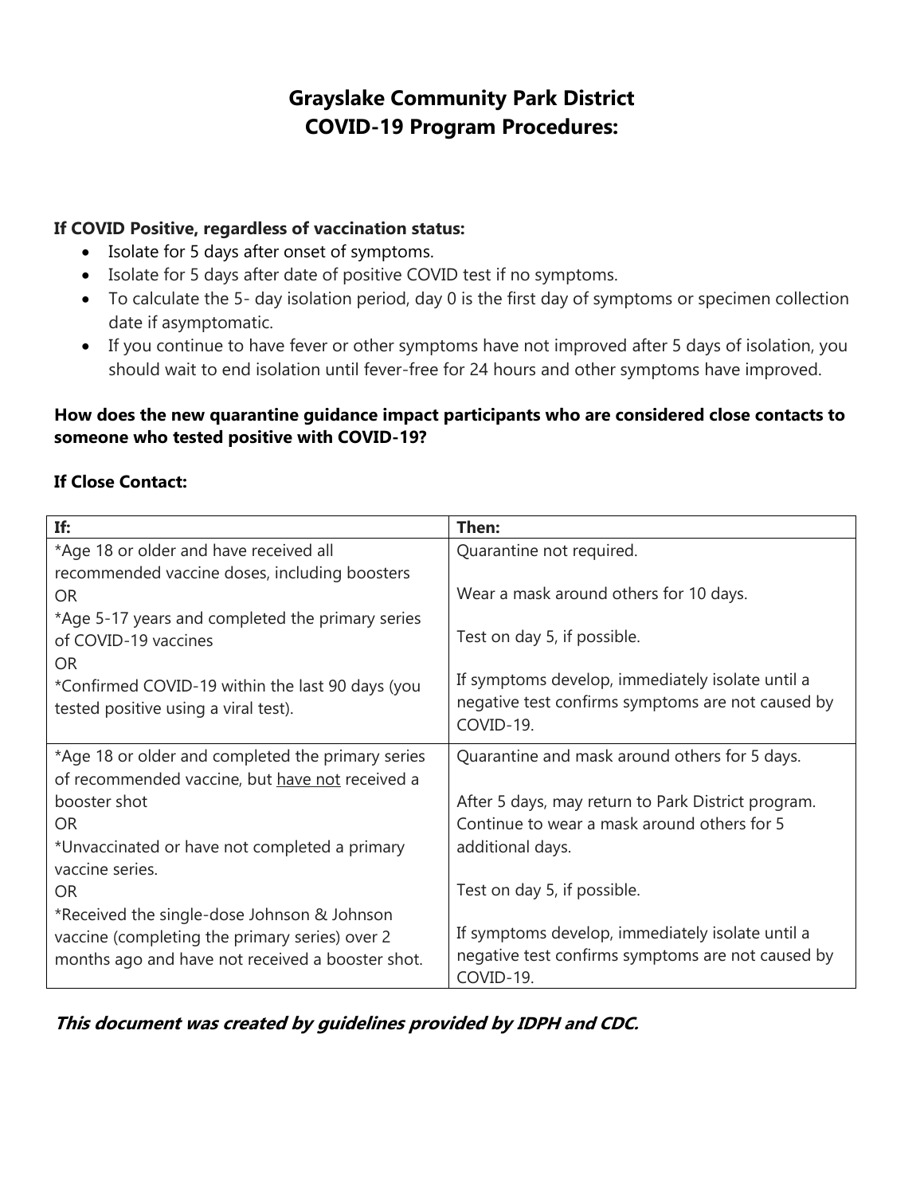# Grayslake Community Park District
# COVID-19 Program Procedures:

**If COVID Positive, regardless of vaccination status:**

- Isolate for 5 days after onset of symptoms.
- Isolate for 5 days after date of positive COVID test if no symptoms.
- To calculate the 5- day isolation period, day 0 is the first day of symptoms or specimen collection date if asymptomatic.
- If you continue to have fever or other symptoms have not improved after 5 days of isolation, you should wait to end isolation until fever-free for 24 hours and other symptoms have improved.

**How does the new quarantine guidance impact participants who are considered close contacts to someone who tested positive with COVID-19?**

**If Close Contact:**

| If: | Then: |
|---|---|
| *Age 18 or older and have received all recommended vaccine doses, including boosters<br>OR<br>*Age 5-17 years and completed the primary series of COVID-19 vaccines<br>OR<br>*Confirmed COVID-19 within the last 90 days (you tested positive using a viral test). | Quarantine not required.<br><br>Wear a mask around others for 10 days.<br><br>Test on day 5, if possible.<br><br>If symptoms develop, immediately isolate until a negative test confirms symptoms are not caused by COVID-19. |
| *Age 18 or older and completed the primary series of recommended vaccine, but <u>have not</u> received a booster shot<br>OR<br>*Unvaccinated or have not completed a primary vaccine series.<br>OR<br>*Received the single-dose Johnson & Johnson vaccine (completing the primary series) over 2 months ago and have not received a booster shot. | Quarantine and mask around others for 5 days.<br><br>After 5 days, may return to Park District program. Continue to wear a mask around others for 5 additional days.<br><br>Test on day 5, if possible.<br><br>If symptoms develop, immediately isolate until a negative test confirms symptoms are not caused by COVID-19. |

***This document was created by guidelines provided by IDPH and CDC.***